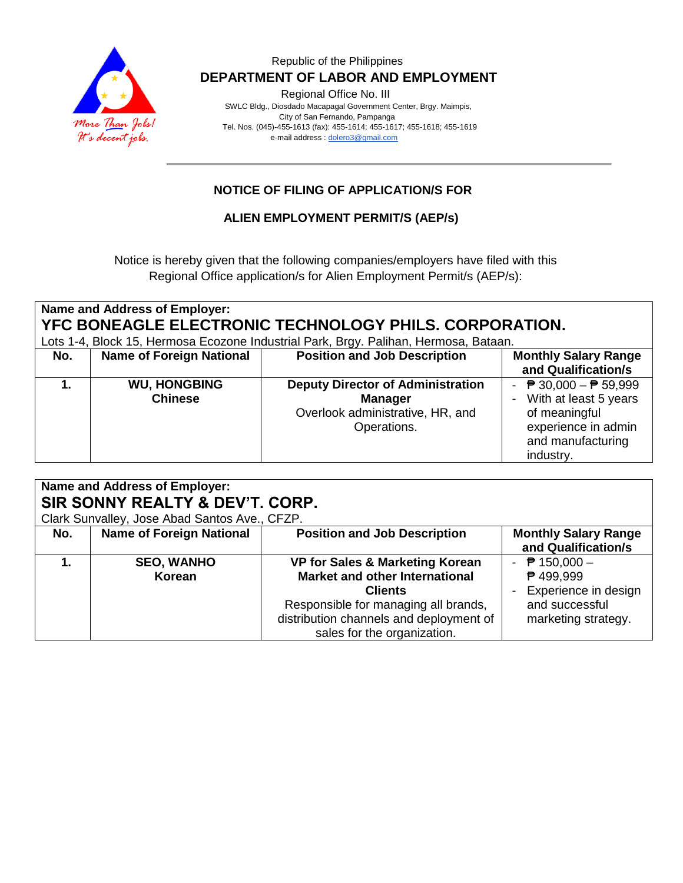Republic of the Philippines

**DEPARTMENT OF LABOR AND EMPLOYMENT**

Regional Office No. III

SWLC Bldg., Diosdado Macapagal Government Center, Brgy. Maimpis, City of San Fernando, Pampanga

Tel. Nos. (045)-455-1613 (fax): 455-1614; 455-1617; 455-1618; 455-1619

e-mail address : dolero3@gmail.com

## NOTICE OF FILING OF APPLICATION/S FOR

## ALIEN EMPLOYMENT PERMIT/S (AEP/s)

Notice is hereby given that the following companies/employers have filed with this Regional Office application/s for Alien Employment Permit/s (AEP/s):

**Name and Address of Employer:**

**YFC BONEAGLE ELECTRONIC TECHNOLOGY PHILS. CORPORATION.**

Lots 1-4, Block 15, Hermosa Ecozone Industrial Park, Brgy. Palihan, Hermosa, Bataan.

| No. | Name of Foreign National | Position and Job Description | Monthly Salary Range and Qualification/s |
|---|---|---|---|
| **1.** | **WU, HONGBING**<br>**Chinese** | **Deputy Director of Administration Manager**<br>Overlook administrative, HR, and Operations. | - ₱ 30,000 – ₱ 59,999<br>- With at least 5 years of meaningful experience in admin and manufacturing industry. |

**Name and Address of Employer:**

**SIR SONNY REALTY & DEV'T. CORP.**

Clark Sunvalley, Jose Abad Santos Ave., CFZP.

| No. | Name of Foreign National | Position and Job Description | Monthly Salary Range and Qualification/s |
|---|---|---|---|
| **1.** | **SEO, WANHO**<br>**Korean** | **VP for Sales & Marketing Korean Market and other International Clients**<br>Responsible for managing all brands, distribution channels and deployment of sales for the organization. | - ₱ 150,000 – ₱ 499,999<br>- Experience in design and successful marketing strategy. |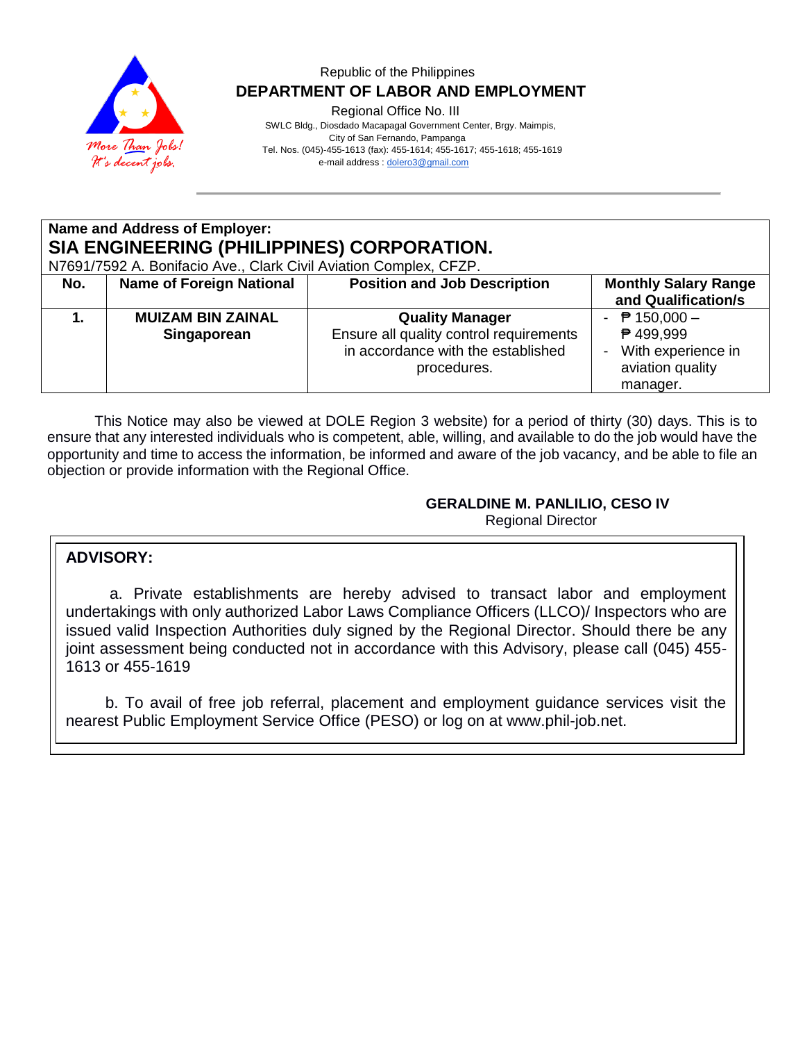Republic of the Philippines

**DEPARTMENT OF LABOR AND EMPLOYMENT**

Regional Office No. III

SWLC Bldg., Diosdado Macapagal Government Center, Brgy. Maimpis, City of San Fernando, Pampanga

Tel. Nos. (045)-455-1613 (fax): 455-1614; 455-1617; 455-1618; 455-1619

e-mail address : dolero3@gmail.com

---

**Name and Address of Employer:**

**SIA ENGINEERING (PHILIPPINES) CORPORATION.**

N7691/7592 A. Bonifacio Ave., Clark Civil Aviation Complex, CFZP.

| No. | Name of Foreign National | Position and Job Description | Monthly Salary Range and Qualification/s |
|---|---|---|---|
| **1.** | **MUIZAM BIN ZAINAL** **Singaporean** | **Quality Manager** Ensure all quality control requirements in accordance with the established procedures. | - ₱ 150,000 – ₱ 499,999 - With experience in aviation quality manager. |

This Notice may also be viewed at DOLE Region 3 website) for a period of thirty (30) days. This is to ensure that any interested individuals who is competent, able, willing, and available to do the job would have the opportunity and time to access the information, be informed and aware of the job vacancy, and be able to file an objection or provide information with the Regional Office.

**GERALDINE M. PANLILIO, CESO IV**
Regional Director

**ADVISORY:**

a. Private establishments are hereby advised to transact labor and employment undertakings with only authorized Labor Laws Compliance Officers (LLCO)/ Inspectors who are issued valid Inspection Authorities duly signed by the Regional Director. Should there be any joint assessment being conducted not in accordance with this Advisory, please call (045) 455-1613 or 455-1619

b. To avail of free job referral, placement and employment guidance services visit the nearest Public Employment Service Office (PESO) or log on at www.phil-job.net.